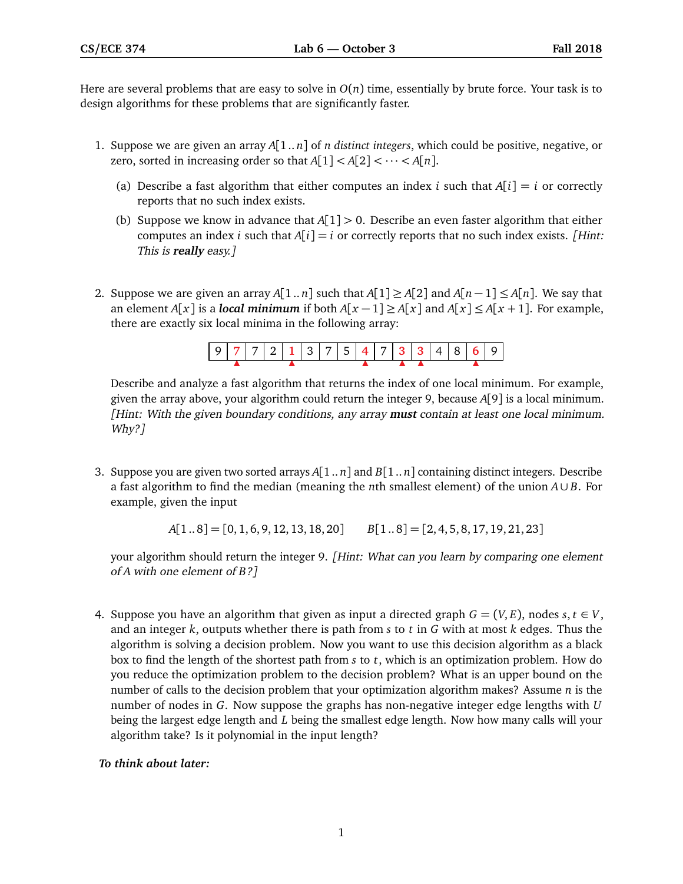Here are several problems that are easy to solve in $O(n)$ time, essentially by brute force. Your task is to design algorithms for these problems that are significantly faster.

1. Suppose we are given an array $A[1..n]$ of $n$ *distinct integers*, which could be positive, negative, or zero, sorted in increasing order so that $A[1] < A[2] < \cdots < A[n]$.

   (a) Describe a fast algorithm that either computes an index $i$ such that $A[i] = i$ or correctly reports that no such index exists.

   (b) Suppose we know in advance that $A[1] > 0$. Describe an even faster algorithm that either computes an index $i$ such that $A[i] = i$ or correctly reports that no such index exists. *[Hint: This is **really** easy.]*

2. Suppose we are given an array $A[1..n]$ such that $A[1] \geq A[2]$ and $A[n-1] \leq A[n]$. We say that an element $A[x]$ is a ***local minimum*** if both $A[x-1] \geq A[x]$ and $A[x] \leq A[x+1]$. For example, there are exactly six local minima in the following array:

   | 9 | 7 | 7 | 2 | 1 | 3 | 7 | 5 | 4 | 7 | 3 | 3 | 4 | 8 | 6 | 9 |
   |---|---|---|---|---|---|---|---|---|---|---|---|---|---|---|---|
   |   | ▲ |   |   | ▲ |   |   |   | ▲ |   | ▲ | ▲ |   |   | ▲ |   |

   Describe and analyze a fast algorithm that returns the index of one local minimum. For example, given the array above, your algorithm could return the integer 9, because $A[9]$ is a local minimum. *[Hint: With the given boundary conditions, any array **must** contain at least one local minimum. Why?]*

3. Suppose you are given two sorted arrays $A[1..n]$ and $B[1..n]$ containing distinct integers. Describe a fast algorithm to find the median (meaning the $n$th smallest element) of the union $A \cup B$. For example, given the input

   $$A[1..8] = [0, 1, 6, 9, 12, 13, 18, 20] \qquad B[1..8] = [2, 4, 5, 8, 17, 19, 21, 23]$$

   your algorithm should return the integer 9. *[Hint: What can you learn by comparing one element of $A$ with one element of $B$?]*

4. Suppose you have an algorithm that given as input a directed graph $G = (V, E)$, nodes $s, t \in V$, and an integer $k$, outputs whether there is path from $s$ to $t$ in $G$ with at most $k$ edges. Thus the algorithm is solving a decision problem. Now you want to use this decision algorithm as a black box to find the length of the shortest path from $s$ to $t$, which is an optimization problem. How do you reduce the optimization problem to the decision problem? What is an upper bound on the number of calls to the decision problem that your optimization algorithm makes? Assume $n$ is the number of nodes in $G$. Now suppose the graphs has non-negative integer edge lengths with $U$ being the largest edge length and $L$ being the smallest edge length. Now how many calls will your algorithm take? Is it polynomial in the input length?

***To think about later:***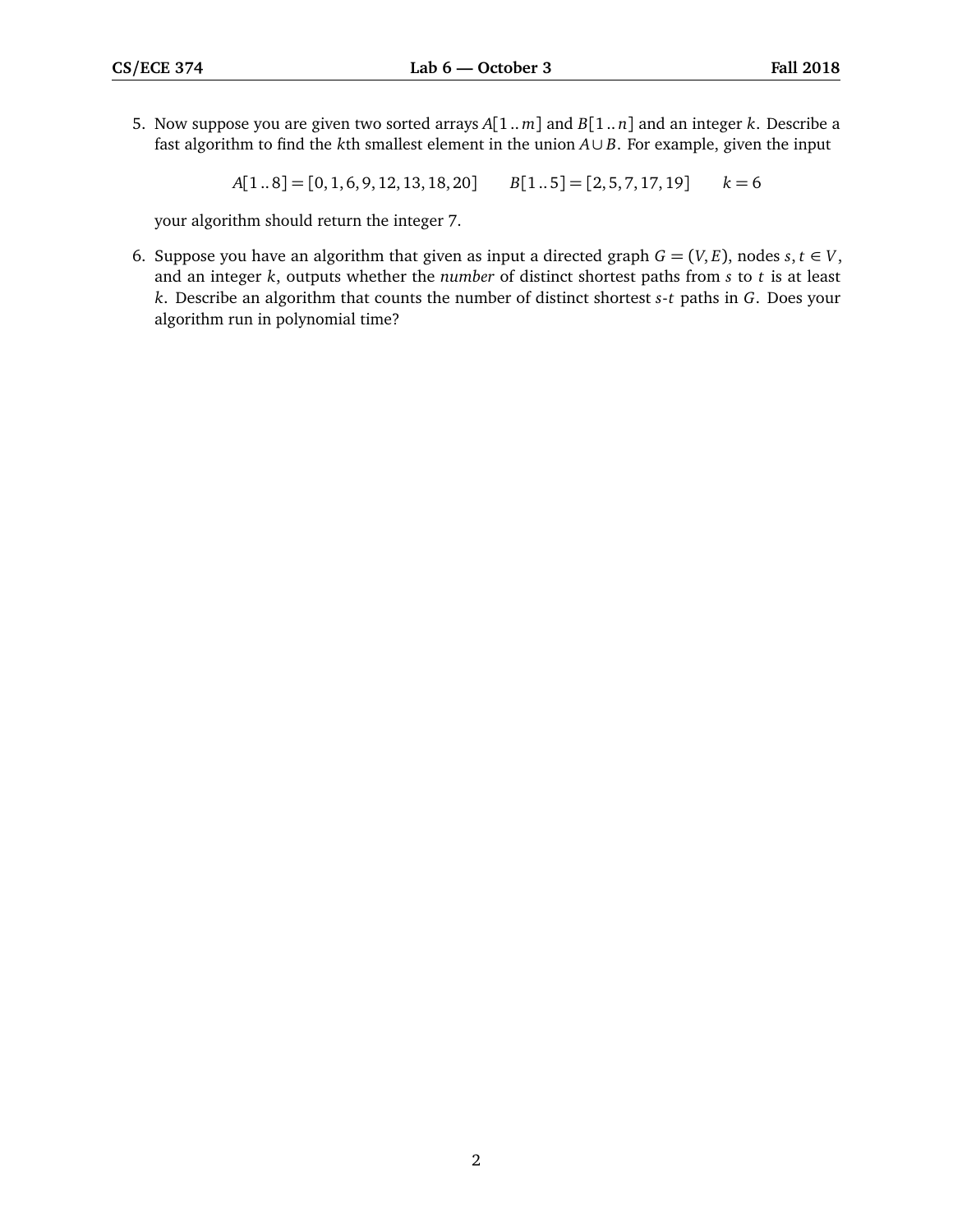5. Now suppose you are given two sorted arrays $A[1..m]$ and $B[1..n]$ and an integer $k$. Describe a fast algorithm to find the $k$th smallest element in the union $A \cup B$. For example, given the input

$$A[1..8] = [0, 1, 6, 9, 12, 13, 18, 20] \qquad B[1..5] = [2, 5, 7, 17, 19] \qquad k = 6$$

your algorithm should return the integer 7.

6. Suppose you have an algorithm that given as input a directed graph $G = (V, E)$, nodes $s, t \in V$, and an integer $k$, outputs whether the *number* of distinct shortest paths from $s$ to $t$ is at least $k$. Describe an algorithm that counts the number of distinct shortest $s$-$t$ paths in $G$. Does your algorithm run in polynomial time?